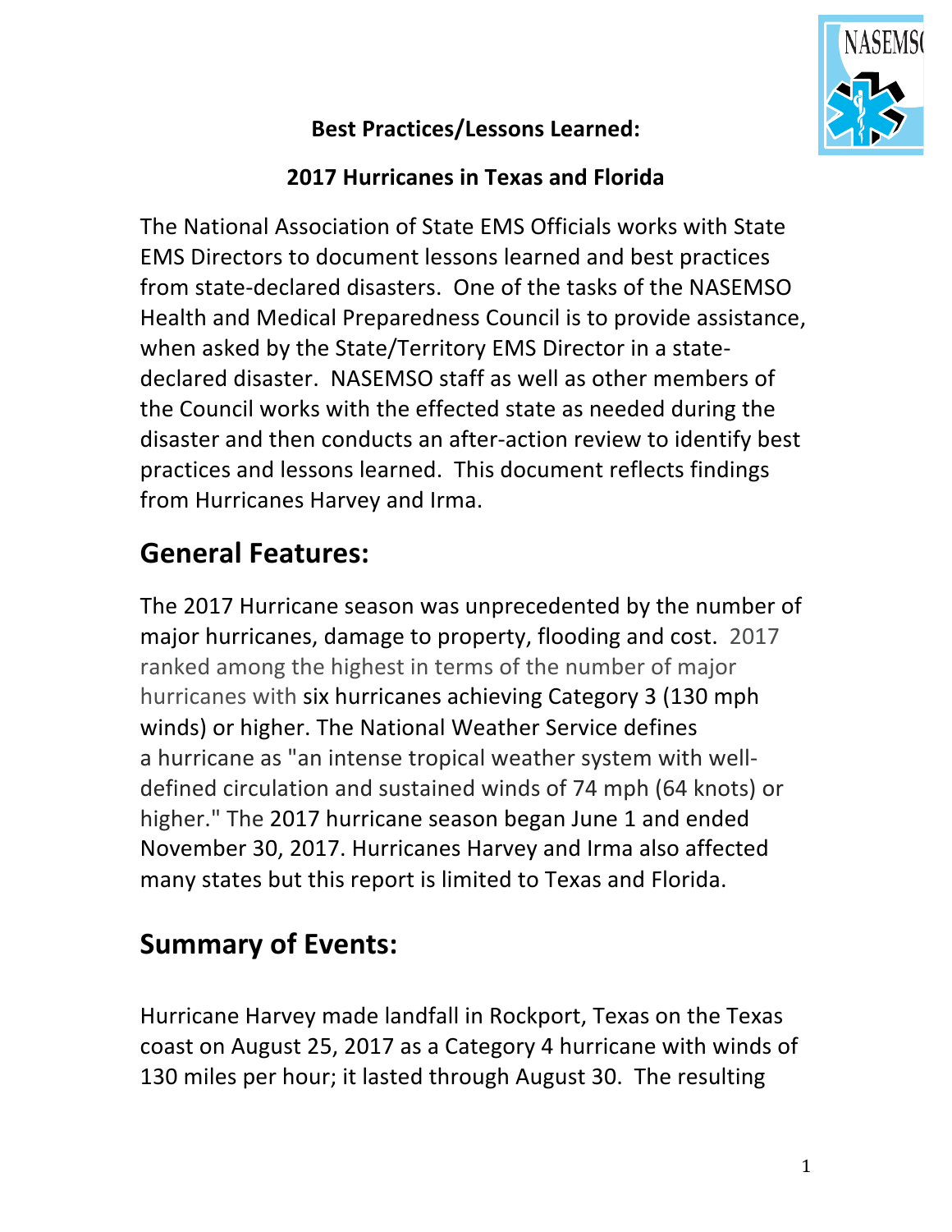**Best Practices/Lessons Learned:**

**2017 Hurricanes in Texas and Florida**

The National Association of State EMS Officials works with State EMS Directors to document lessons learned and best practices from state-declared disasters. One of the tasks of the NASEMSO Health and Medical Preparedness Council is to provide assistance, when asked by the State/Territory EMS Director in a state-declared disaster. NASEMSO staff as well as other members of the Council works with the effected state as needed during the disaster and then conducts an after-action review to identify best practices and lessons learned. This document reflects findings from Hurricanes Harvey and Irma.

## General Features:

The 2017 Hurricane season was unprecedented by the number of major hurricanes, damage to property, flooding and cost. 2017 ranked among the highest in terms of the number of major hurricanes with six hurricanes achieving Category 3 (130 mph winds) or higher. The National Weather Service defines a hurricane as "an intense tropical weather system with well-defined circulation and sustained winds of 74 mph (64 knots) or higher." The 2017 hurricane season began June 1 and ended November 30, 2017. Hurricanes Harvey and Irma also affected many states but this report is limited to Texas and Florida.

## Summary of Events:

Hurricane Harvey made landfall in Rockport, Texas on the Texas coast on August 25, 2017 as a Category 4 hurricane with winds of 130 miles per hour; it lasted through August 30. The resulting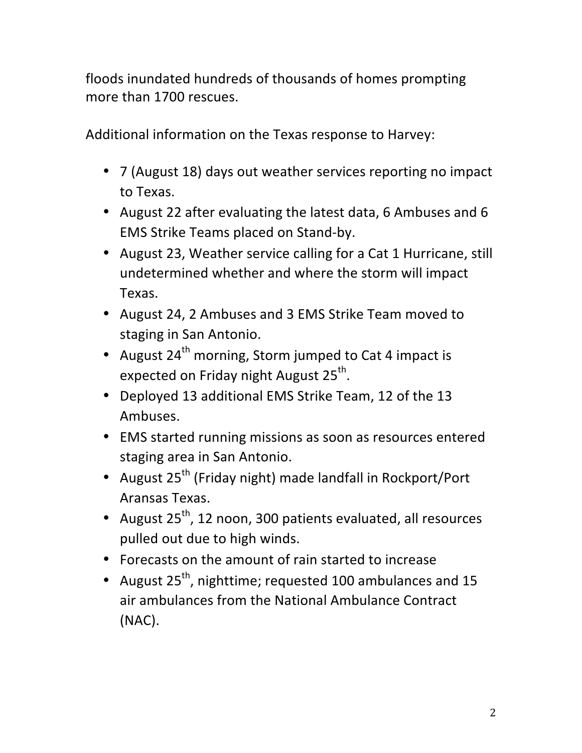floods inundated hundreds of thousands of homes prompting more than 1700 rescues.

Additional information on the Texas response to Harvey:

- 7 (August 18) days out weather services reporting no impact to Texas.
- August 22 after evaluating the latest data, 6 Ambuses and 6 EMS Strike Teams placed on Stand-by.
- August 23, Weather service calling for a Cat 1 Hurricane, still undetermined whether and where the storm will impact Texas.
- August 24, 2 Ambuses and 3 EMS Strike Team moved to staging in San Antonio.
- August 24th morning, Storm jumped to Cat 4 impact is expected on Friday night August 25th.
- Deployed 13 additional EMS Strike Team, 12 of the 13 Ambuses.
- EMS started running missions as soon as resources entered staging area in San Antonio.
- August 25th (Friday night) made landfall in Rockport/Port Aransas Texas.
- August 25th, 12 noon, 300 patients evaluated, all resources pulled out due to high winds.
- Forecasts on the amount of rain started to increase
- August 25th, nighttime; requested 100 ambulances and 15 air ambulances from the National Ambulance Contract (NAC).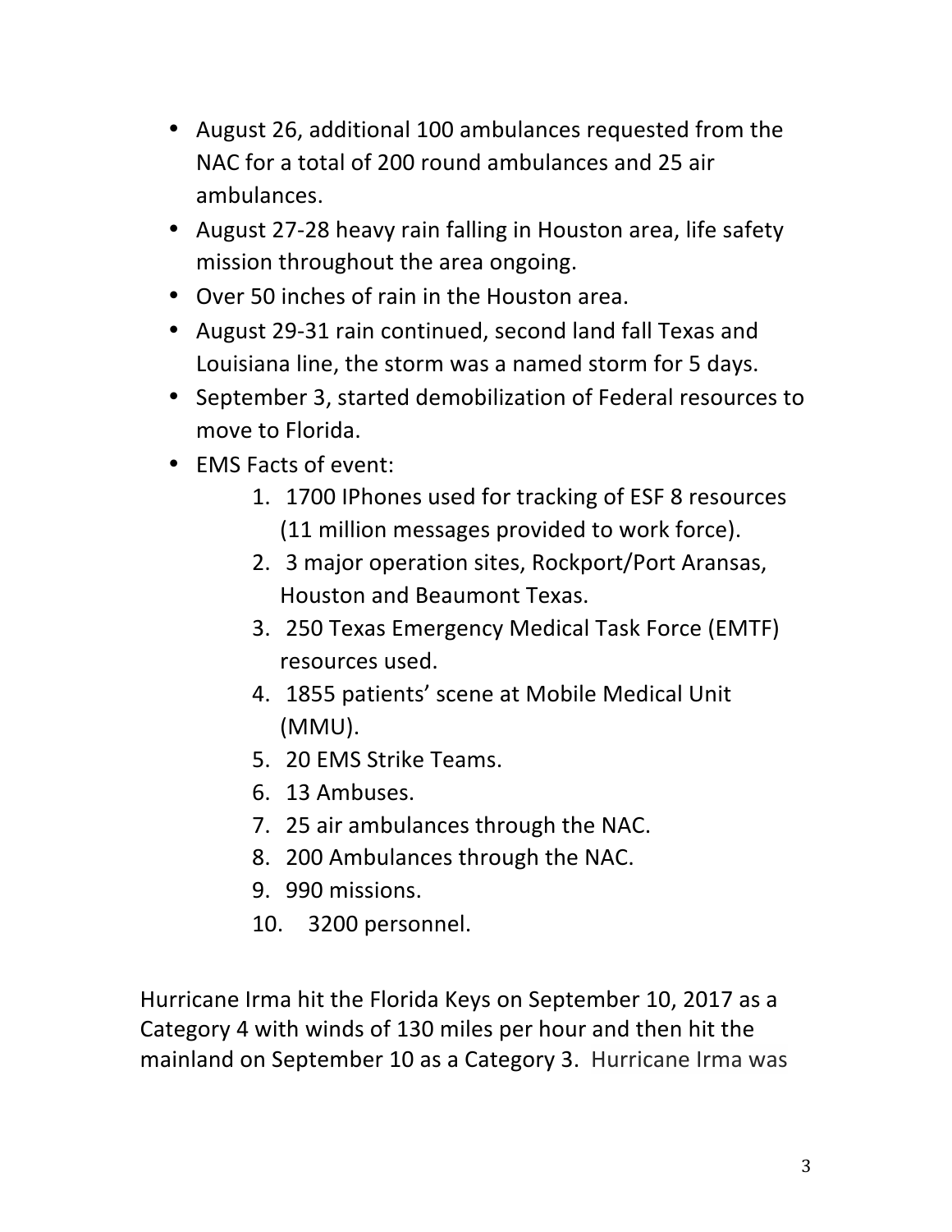- August 26, additional 100 ambulances requested from the NAC for a total of 200 round ambulances and 25 air ambulances.
- August 27-28 heavy rain falling in Houston area, life safety mission throughout the area ongoing.
- Over 50 inches of rain in the Houston area.
- August 29-31 rain continued, second land fall Texas and Louisiana line, the storm was a named storm for 5 days.
- September 3, started demobilization of Federal resources to move to Florida.
- EMS Facts of event:
    1. 1700 IPhones used for tracking of ESF 8 resources (11 million messages provided to work force).
    2. 3 major operation sites, Rockport/Port Aransas, Houston and Beaumont Texas.
    3. 250 Texas Emergency Medical Task Force (EMTF) resources used.
    4. 1855 patients' scene at Mobile Medical Unit (MMU).
    5. 20 EMS Strike Teams.
    6. 13 Ambuses.
    7. 25 air ambulances through the NAC.
    8. 200 Ambulances through the NAC.
    9. 990 missions.
    10. 3200 personnel.

Hurricane Irma hit the Florida Keys on September 10, 2017 as a Category 4 with winds of 130 miles per hour and then hit the mainland on September 10 as a Category 3. Hurricane Irma was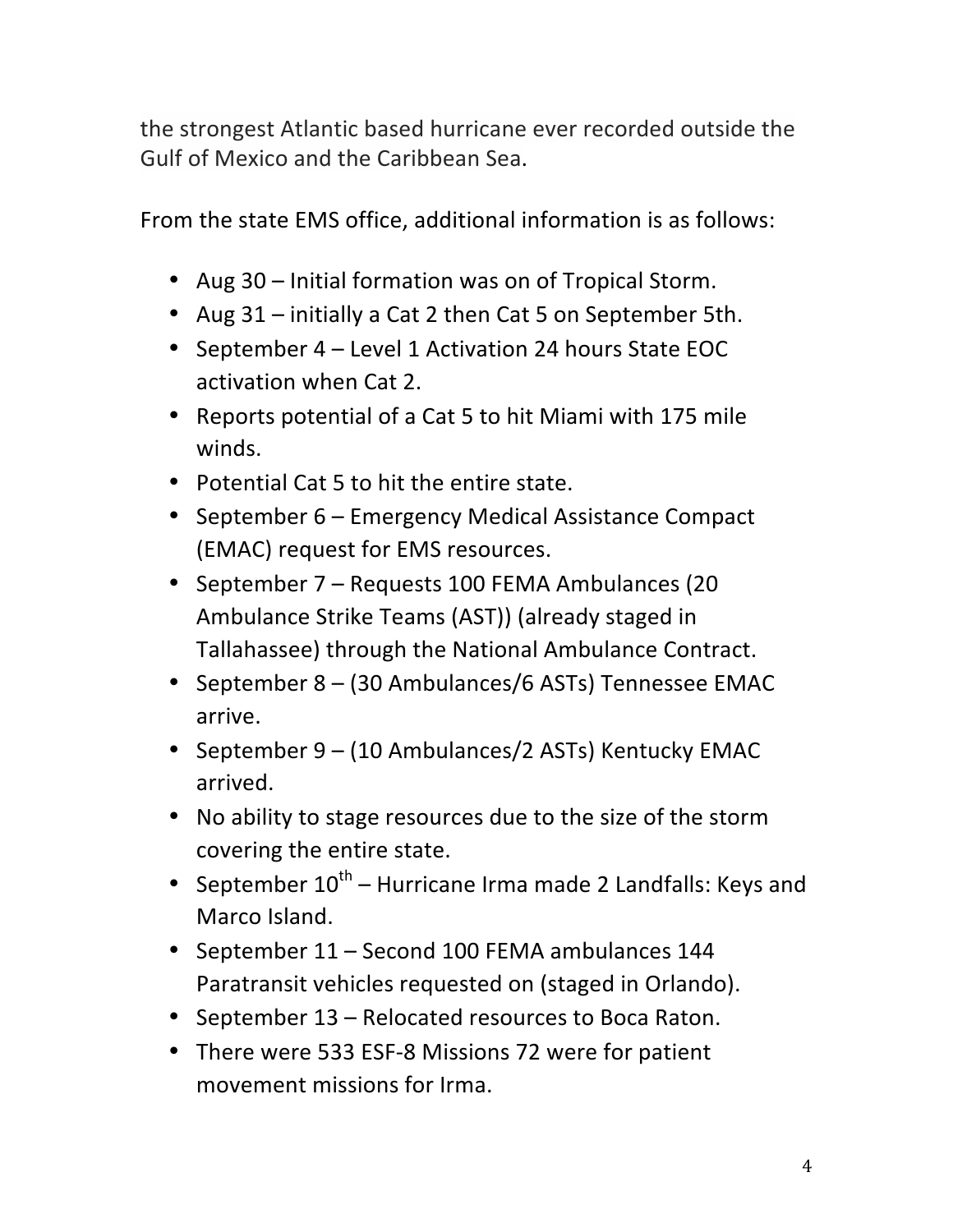the strongest Atlantic based hurricane ever recorded outside the Gulf of Mexico and the Caribbean Sea.

From the state EMS office, additional information is as follows:

- Aug 30 – Initial formation was on of Tropical Storm.
- Aug 31 – initially a Cat 2 then Cat 5 on September 5th.
- September 4 – Level 1 Activation 24 hours State EOC activation when Cat 2.
- Reports potential of a Cat 5 to hit Miami with 175 mile winds.
- Potential Cat 5 to hit the entire state.
- September 6 – Emergency Medical Assistance Compact (EMAC) request for EMS resources.
- September 7 – Requests 100 FEMA Ambulances (20 Ambulance Strike Teams (AST)) (already staged in Tallahassee) through the National Ambulance Contract.
- September 8 – (30 Ambulances/6 ASTs) Tennessee EMAC arrive.
- September 9 – (10 Ambulances/2 ASTs) Kentucky EMAC arrived.
- No ability to stage resources due to the size of the storm covering the entire state.
- September 10th – Hurricane Irma made 2 Landfalls: Keys and Marco Island.
- September 11 – Second 100 FEMA ambulances 144 Paratransit vehicles requested on (staged in Orlando).
- September 13 – Relocated resources to Boca Raton.
- There were 533 ESF-8 Missions 72 were for patient movement missions for Irma.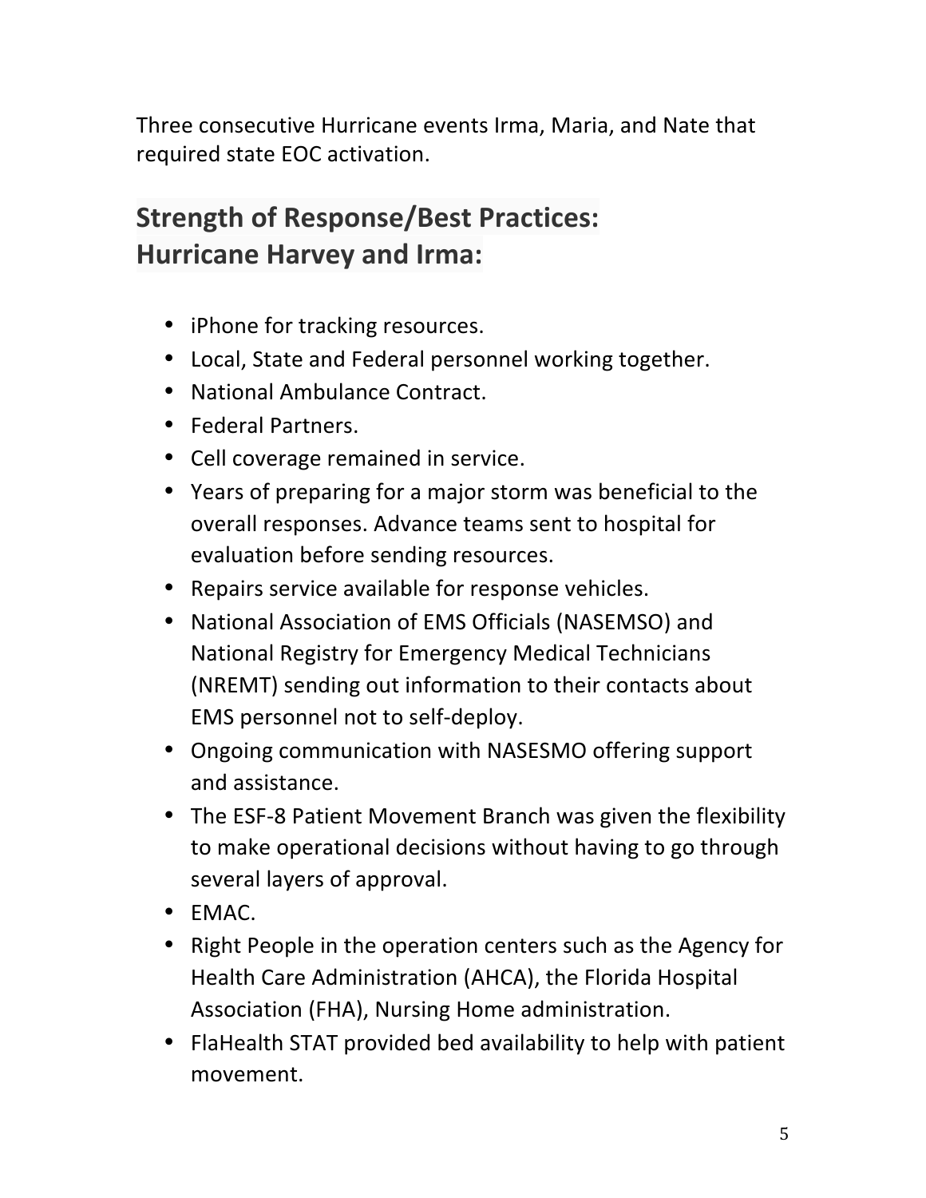Three consecutive Hurricane events Irma, Maria, and Nate that required state EOC activation.

## Strength of Response/Best Practices: Hurricane Harvey and Irma:

- iPhone for tracking resources.
- Local, State and Federal personnel working together.
- National Ambulance Contract.
- Federal Partners.
- Cell coverage remained in service.
- Years of preparing for a major storm was beneficial to the overall responses. Advance teams sent to hospital for evaluation before sending resources.
- Repairs service available for response vehicles.
- National Association of EMS Officials (NASEMSO) and National Registry for Emergency Medical Technicians (NREMT) sending out information to their contacts about EMS personnel not to self-deploy.
- Ongoing communication with NASESMO offering support and assistance.
- The ESF-8 Patient Movement Branch was given the flexibility to make operational decisions without having to go through several layers of approval.
- EMAC.
- Right People in the operation centers such as the Agency for Health Care Administration (AHCA), the Florida Hospital Association (FHA), Nursing Home administration.
- FlaHealth STAT provided bed availability to help with patient movement.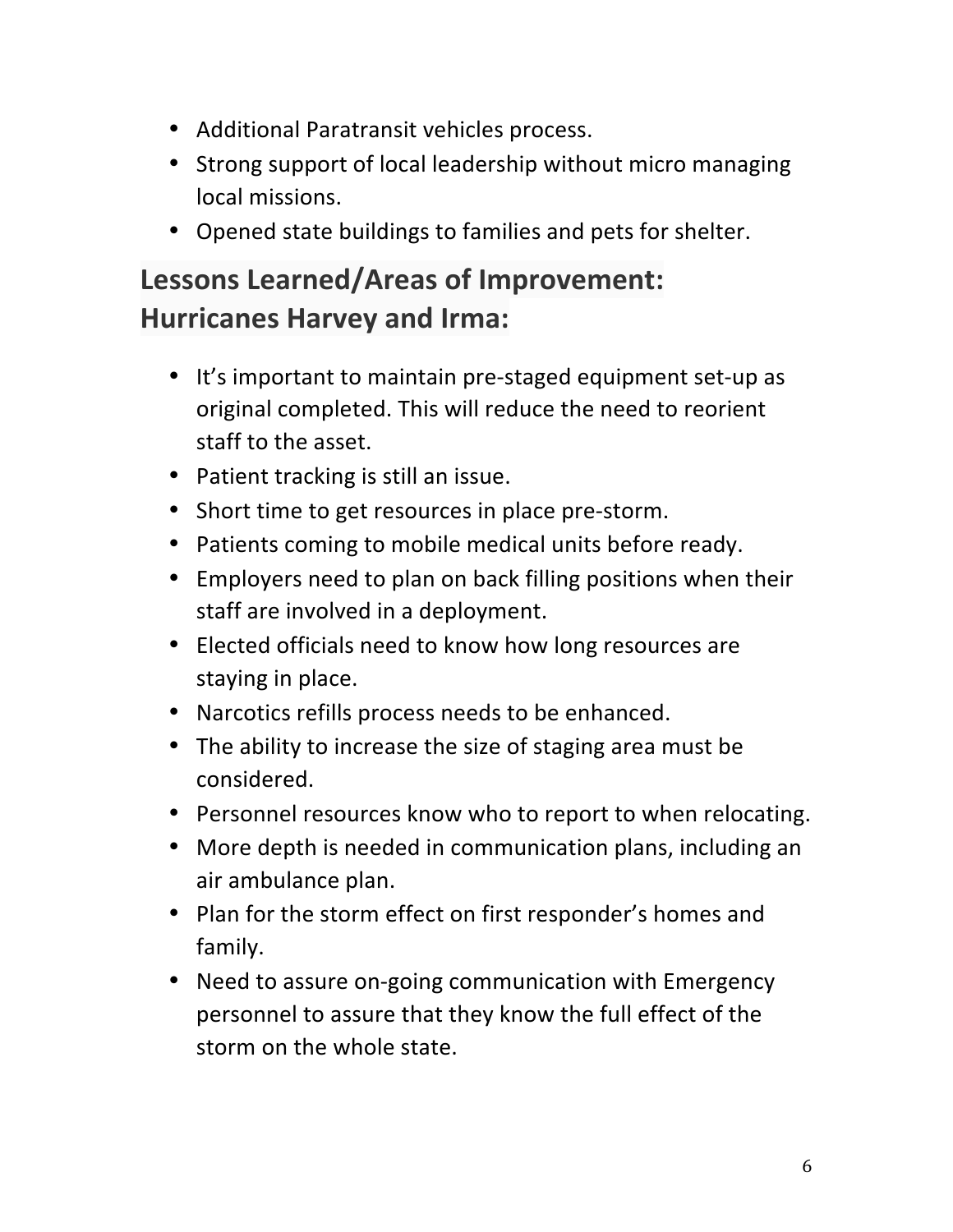- Additional Paratransit vehicles process.
- Strong support of local leadership without micro managing local missions.
- Opened state buildings to families and pets for shelter.

## Lessons Learned/Areas of Improvement: Hurricanes Harvey and Irma:

- It's important to maintain pre-staged equipment set-up as original completed. This will reduce the need to reorient staff to the asset.
- Patient tracking is still an issue.
- Short time to get resources in place pre-storm.
- Patients coming to mobile medical units before ready.
- Employers need to plan on back filling positions when their staff are involved in a deployment.
- Elected officials need to know how long resources are staying in place.
- Narcotics refills process needs to be enhanced.
- The ability to increase the size of staging area must be considered.
- Personnel resources know who to report to when relocating.
- More depth is needed in communication plans, including an air ambulance plan.
- Plan for the storm effect on first responder's homes and family.
- Need to assure on-going communication with Emergency personnel to assure that they know the full effect of the storm on the whole state.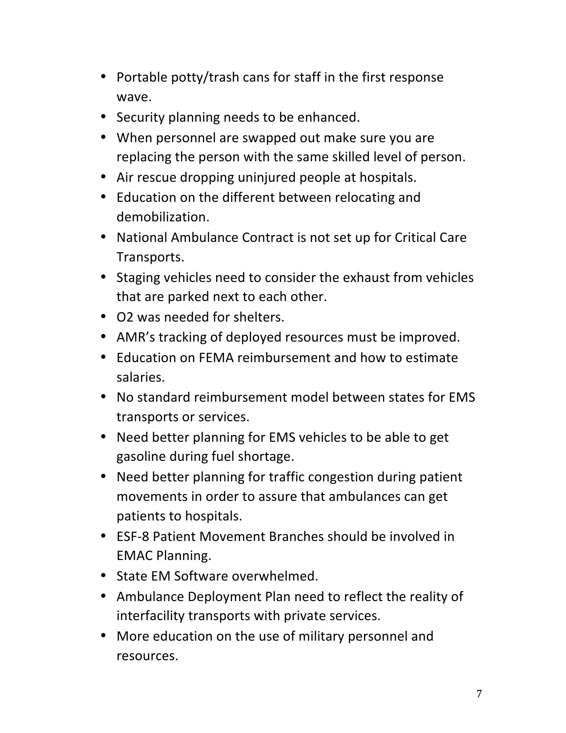- Portable potty/trash cans for staff in the first response wave.
- Security planning needs to be enhanced.
- When personnel are swapped out make sure you are replacing the person with the same skilled level of person.
- Air rescue dropping uninjured people at hospitals.
- Education on the different between relocating and demobilization.
- National Ambulance Contract is not set up for Critical Care Transports.
- Staging vehicles need to consider the exhaust from vehicles that are parked next to each other.
- O2 was needed for shelters.
- AMR's tracking of deployed resources must be improved.
- Education on FEMA reimbursement and how to estimate salaries.
- No standard reimbursement model between states for EMS transports or services.
- Need better planning for EMS vehicles to be able to get gasoline during fuel shortage.
- Need better planning for traffic congestion during patient movements in order to assure that ambulances can get patients to hospitals.
- ESF-8 Patient Movement Branches should be involved in EMAC Planning.
- State EM Software overwhelmed.
- Ambulance Deployment Plan need to reflect the reality of interfacility transports with private services.
- More education on the use of military personnel and resources.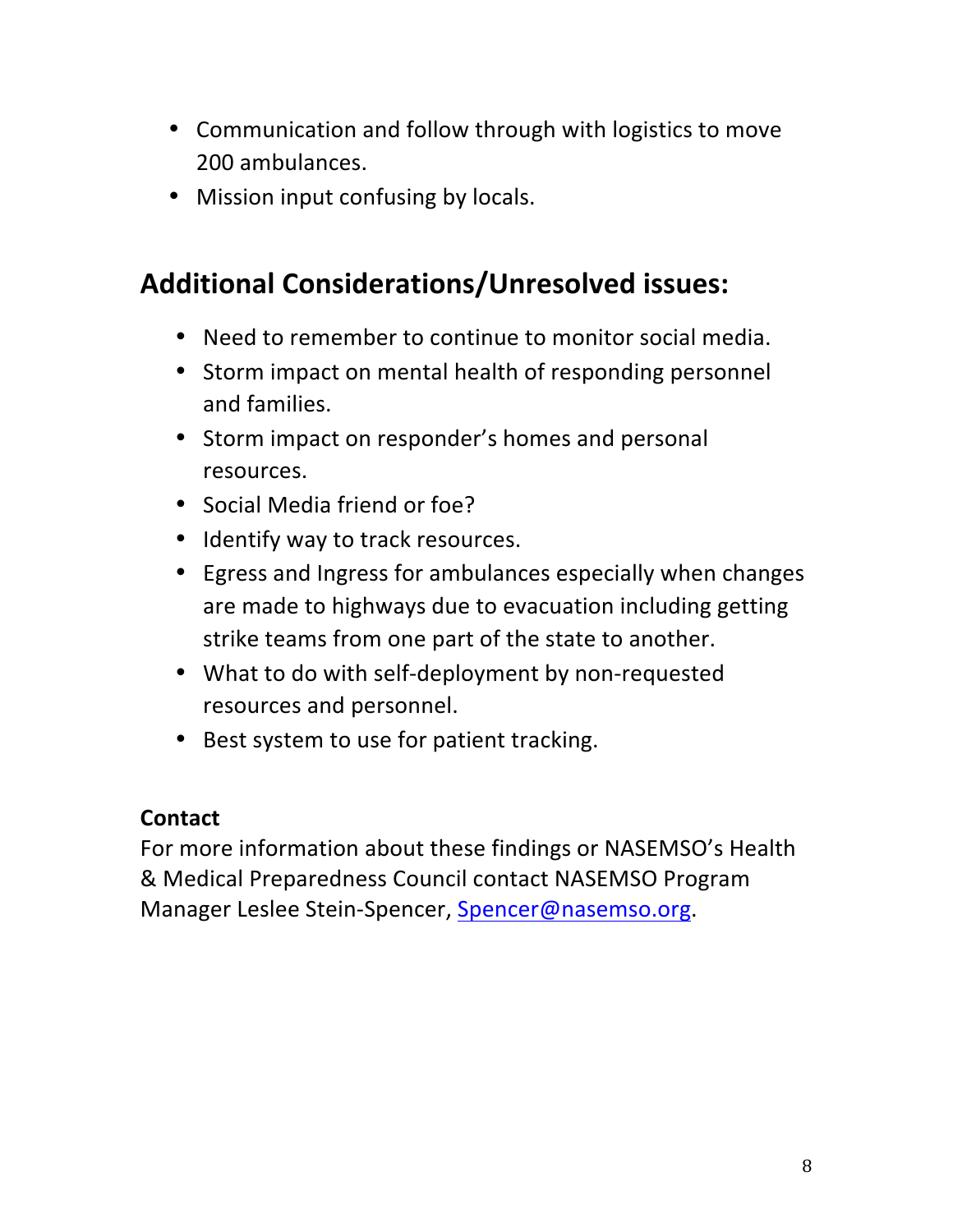- Communication and follow through with logistics to move 200 ambulances.
- Mission input confusing by locals.

## Additional Considerations/Unresolved issues:

- Need to remember to continue to monitor social media.
- Storm impact on mental health of responding personnel and families.
- Storm impact on responder's homes and personal resources.
- Social Media friend or foe?
- Identify way to track resources.
- Egress and Ingress for ambulances especially when changes are made to highways due to evacuation including getting strike teams from one part of the state to another.
- What to do with self-deployment by non-requested resources and personnel.
- Best system to use for patient tracking.

**Contact**

For more information about these findings or NASEMSO's Health & Medical Preparedness Council contact NASEMSO Program Manager Leslee Stein-Spencer, Spencer@nasemso.org.